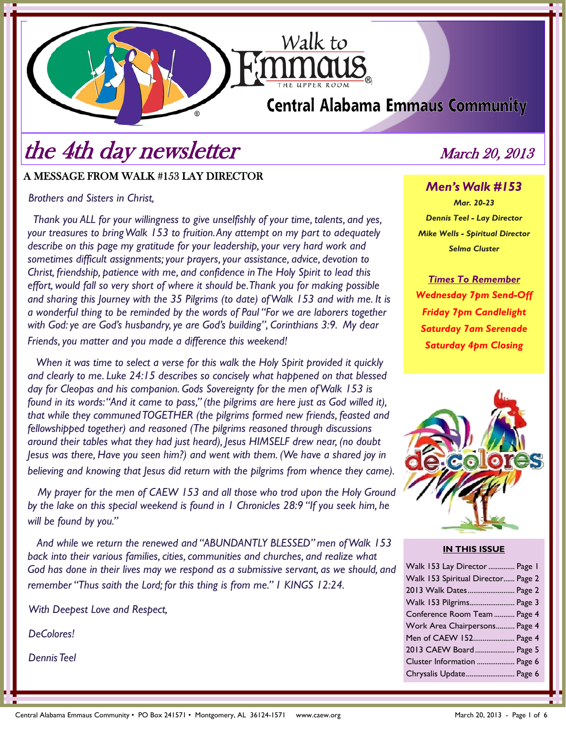# Walk to Emmaus

THE UPPER ROOM

## Central Alabama Emmaus Community

# *the 4th day newsletter*

*March 20, 2013*

## A MESSAGE FROM WALK #153 LAY DIRECTOR

*Brothers and Sisters in Christ,*

*Thank you ALL for your willingness to give unselfishly of your time, talents, and yes, your treasures to bring Walk 153 to fruition. Any attempt on my part to adequately describe on this page my gratitude for your leadership, your very hard work and sometimes difficult assignments; your prayers, your assistance, advice, devotion to Christ, friendship, patience with me, and confidence in The Holy Spirit to lead this effort, would fall so very short of where it should be. Thank you for making possible and sharing this Journey with the 35 Pilgrims (to date) of Walk 153 and with me. It is a wonderful thing to be reminded by the words of Paul "For we are laborers together with God: ye are God's husbandry, ye are God's building", Corinthians 3:9. My dear Friends, you matter and you made a difference this weekend!*

*When it was time to select a verse for this walk the Holy Spirit provided it quickly and clearly to me. Luke 24:15 describes so concisely what happened on that blessed day for Cleopas and his companion. Gods Sovereignty for the men of Walk 153 is found in its words: "And it came to pass," (the pilgrims are here just as God willed it), that while they communed TOGETHER (the pilgrims formed new friends, feasted and fellowshipped together) and reasoned (The pilgrims reasoned through discussions around their tables what they had just heard), Jesus HIMSELF drew near, (no doubt Jesus was there, Have you seen him?) and went with them. (We have a shared joy in believing and knowing that Jesus did return with the pilgrims from whence they came).*

*My prayer for the men of CAEW 153 and all those who trod upon the Holy Ground by the lake on this special weekend is found in I Chronicles 28:9 "If you seek him, he will be found by you."*

*And while we return the renewed and "ABUNDANTLY BLESSED" men of Walk 153 back into their various families, cities, communities and churches, and realize what God has done in their lives may we respond as a submissive servant, as we should, and remember "Thus saith the Lord; for this thing is from me." I KINGS 12:24.*

*With Deepest Love and Respect,*

*DeColores!*

*Dennis Teel*

---

### *Men's Walk #153*

***Mar. 20-23***

***Dennis Teel - Lay Director***

***Mike Wells - Spiritual Director***

***Selma Cluster***

***Times To Remember***

***Wednesday 7pm Send-Off***

***Friday 7pm Candlelight***

***Saturday 7am Serenade***

***Saturday 4pm Closing***

de colores

### IN THIS ISSUE

| | |
|---|---|
| Walk 153 Lay Director | Page 1 |
| Walk 153 Spiritual Director | Page 2 |
| 2013 Walk Dates | Page 2 |
| Walk 153 Pilgrims | Page 3 |
| Conference Room Team | Page 4 |
| Work Area Chairpersons | Page 4 |
| Men of CAEW 152 | Page 4 |
| 2013 CAEW Board | Page 5 |
| Cluster Information | Page 6 |
| Chrysalis Update | Page 6 |

Central Alabama Emmaus Community • PO Box 241571 • Montgomery, AL 36124-1571 www.caew.org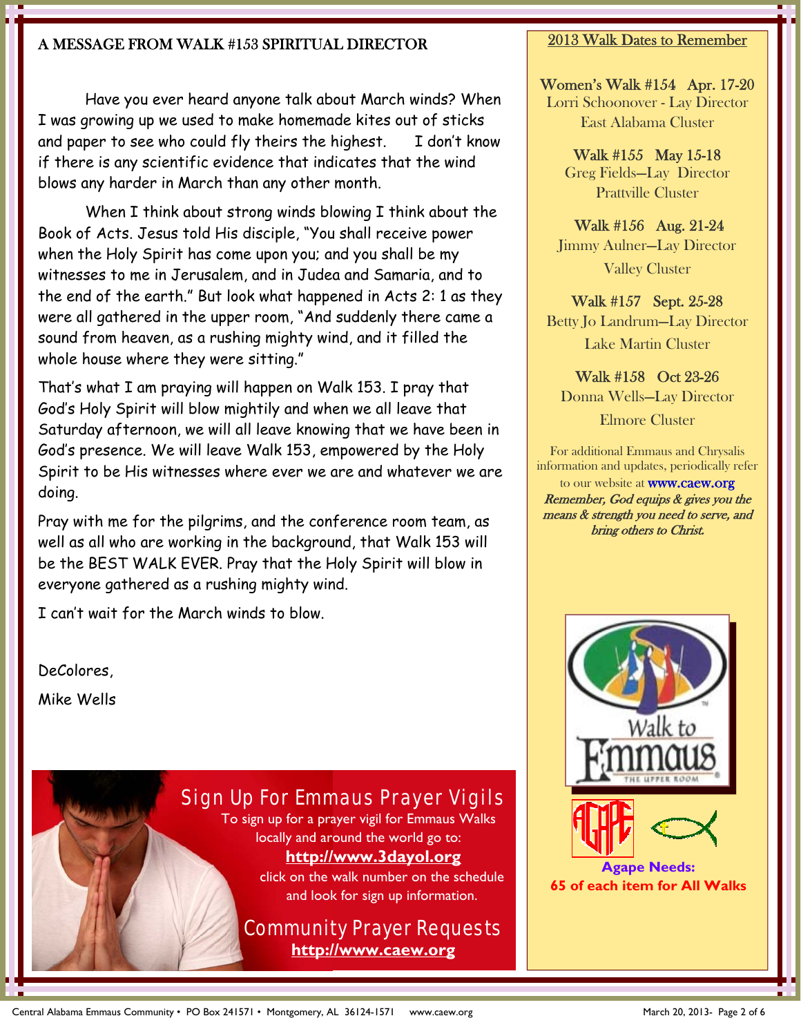## A MESSAGE FROM WALK #153 SPIRITUAL DIRECTOR

Have you ever heard anyone talk about March winds? When I was growing up we used to make homemade kites out of sticks and paper to see who could fly theirs the highest. I don't know if there is any scientific evidence that indicates that the wind blows any harder in March than any other month.

When I think about strong winds blowing I think about the Book of Acts. Jesus told His disciple, "You shall receive power when the Holy Spirit has come upon you; and you shall be my witnesses to me in Jerusalem, and in Judea and Samaria, and to the end of the earth." But look what happened in Acts 2: 1 as they were all gathered in the upper room, "And suddenly there came a sound from heaven, as a rushing mighty wind, and it filled the whole house where they were sitting."

That's what I am praying will happen on Walk 153. I pray that God's Holy Spirit will blow mightily and when we all leave that Saturday afternoon, we will all leave knowing that we have been in God's presence. We will leave Walk 153, empowered by the Holy Spirit to be His witnesses where ever we are and whatever we are doing.

Pray with me for the pilgrims, and the conference room team, as well as all who are working in the background, that Walk 153 will be the BEST WALK EVER. Pray that the Holy Spirit will blow in everyone gathered as a rushing mighty wind.

I can't wait for the March winds to blow.

DeColores,

Mike Wells

## Sign Up For Emmaus Prayer Vigils

To sign up for a prayer vigil for Emmaus Walks locally and around the world go to:

**http://www.3dayol.org**

click on the walk number on the schedule and look for sign up information.

## Community Prayer Requests

**http://www.caew.org**

## 2013 Walk Dates to Remember

**Women's Walk #154 Apr. 17-20**
Lorri Schoonover - Lay Director
East Alabama Cluster

**Walk #155 May 15-18**
Greg Fields—Lay Director
Prattville Cluster

**Walk #156 Aug. 21-24**
Jimmy Aulner—Lay Director
Valley Cluster

**Walk #157 Sept. 25-28**
Betty Jo Landrum—Lay Director
Lake Martin Cluster

**Walk #158 Oct 23-26**
Donna Wells—Lay Director
Elmore Cluster

For additional Emmaus and Chrysalis information and updates, periodically refer to our website at **www.caew.org**

*Remember, God equips & gives you the means & strength you need to serve, and bring others to Christ.*

**Agape Needs:**
**65 of each item for All Walks**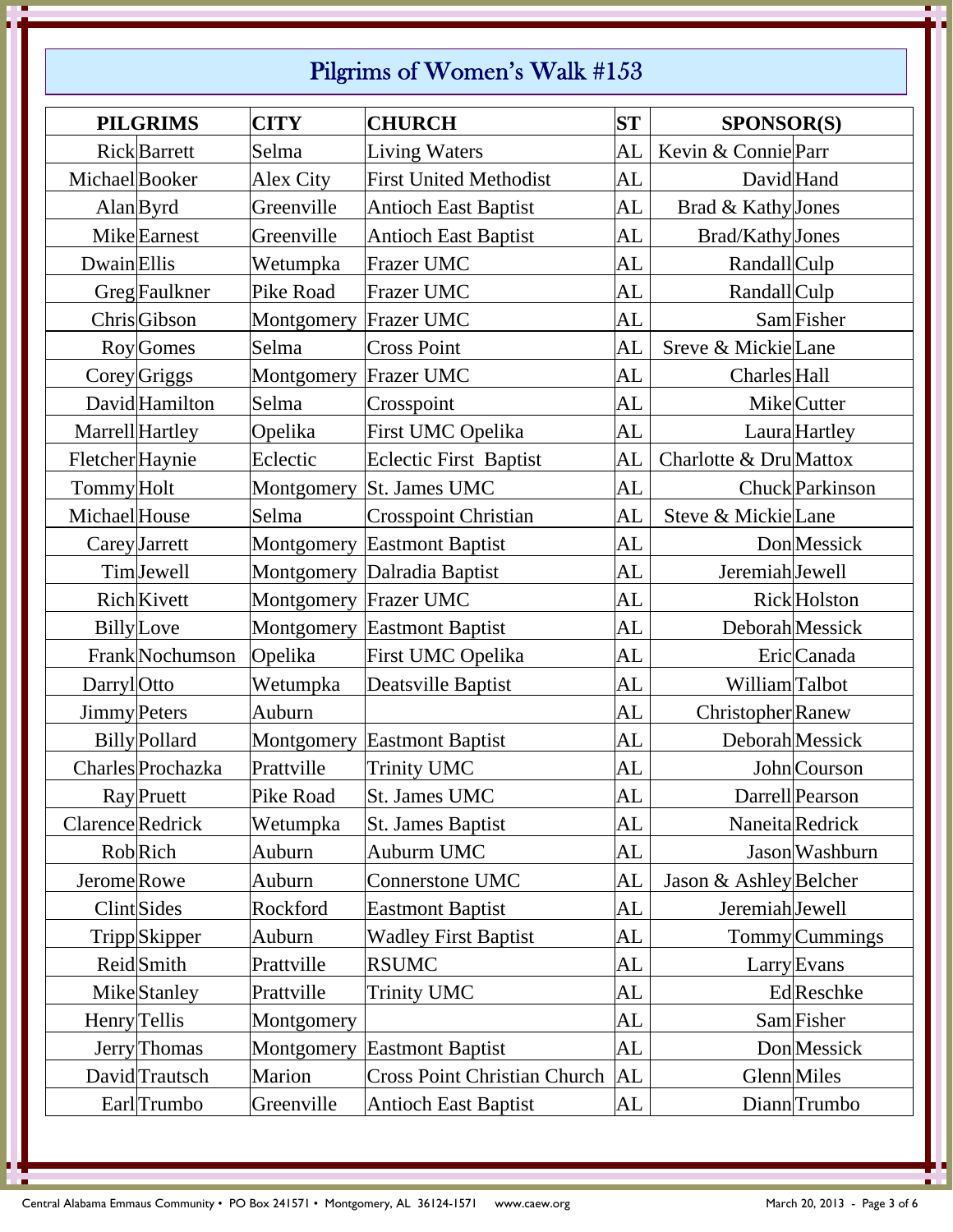# Pilgrims of Women's Walk #153

| PILGRIMS | | CITY | CHURCH | ST | SPONSOR(S) | |
|---|---|---|---|---|---|---|
| Rick | Barrett | Selma | Living Waters | AL | Kevin & Connie | Parr |
| Michael | Booker | Alex City | First United Methodist | AL | David | Hand |
| Alan | Byrd | Greenville | Antioch East Baptist | AL | Brad & Kathy | Jones |
| Mike | Earnest | Greenville | Antioch East Baptist | AL | Brad/Kathy | Jones |
| Dwain | Ellis | Wetumpka | Frazer UMC | AL | Randall | Culp |
| Greg | Faulkner | Pike Road | Frazer UMC | AL | Randall | Culp |
| Chris | Gibson | Montgomery | Frazer UMC | AL | Sam | Fisher |
| Roy | Gomes | Selma | Cross Point | AL | Sreve & Mickie | Lane |
| Corey | Griggs | Montgomery | Frazer UMC | AL | Charles | Hall |
| David | Hamilton | Selma | Crosspoint | AL | Mike | Cutter |
| Marrell | Hartley | Opelika | First UMC Opelika | AL | Laura | Hartley |
| Fletcher | Haynie | Eclectic | Eclectic First Baptist | AL | Charlotte & Dru | Mattox |
| Tommy | Holt | Montgomery | St. James UMC | AL | Chuck | Parkinson |
| Michael | House | Selma | Crosspoint Christian | AL | Steve & Mickie | Lane |
| Carey | Jarrett | Montgomery | Eastmont Baptist | AL | Don | Messick |
| Tim | Jewell | Montgomery | Dalradia Baptist | AL | Jeremiah | Jewell |
| Rich | Kivett | Montgomery | Frazer UMC | AL | Rick | Holston |
| Billy | Love | Montgomery | Eastmont Baptist | AL | Deborah | Messick |
| Frank | Nochumson | Opelika | First UMC Opelika | AL | Eric | Canada |
| Darryl | Otto | Wetumpka | Deatsville Baptist | AL | William | Talbot |
| Jimmy | Peters | Auburn | | AL | Christopher | Ranew |
| Billy | Pollard | Montgomery | Eastmont Baptist | AL | Deborah | Messick |
| Charles | Prochazka | Prattville | Trinity UMC | AL | John | Courson |
| Ray | Pruett | Pike Road | St. James UMC | AL | Darrell | Pearson |
| Clarence | Redrick | Wetumpka | St. James Baptist | AL | Naneita | Redrick |
| Rob | Rich | Auburn | Auburm UMC | AL | Jason | Washburn |
| Jerome | Rowe | Auburn | Connerstone UMC | AL | Jason & Ashley | Belcher |
| Clint | Sides | Rockford | Eastmont Baptist | AL | Jeremiah | Jewell |
| Tripp | Skipper | Auburn | Wadley First Baptist | AL | Tommy | Cummings |
| Reid | Smith | Prattville | RSUMC | AL | Larry | Evans |
| Mike | Stanley | Prattville | Trinity UMC | AL | Ed | Reschke |
| Henry | Tellis | Montgomery | | AL | Sam | Fisher |
| Jerry | Thomas | Montgomery | Eastmont Baptist | AL | Don | Messick |
| David | Trautsch | Marion | Cross Point Christian Church | AL | Glenn | Miles |
| Earl | Trumbo | Greenville | Antioch East Baptist | AL | Diann | Trumbo |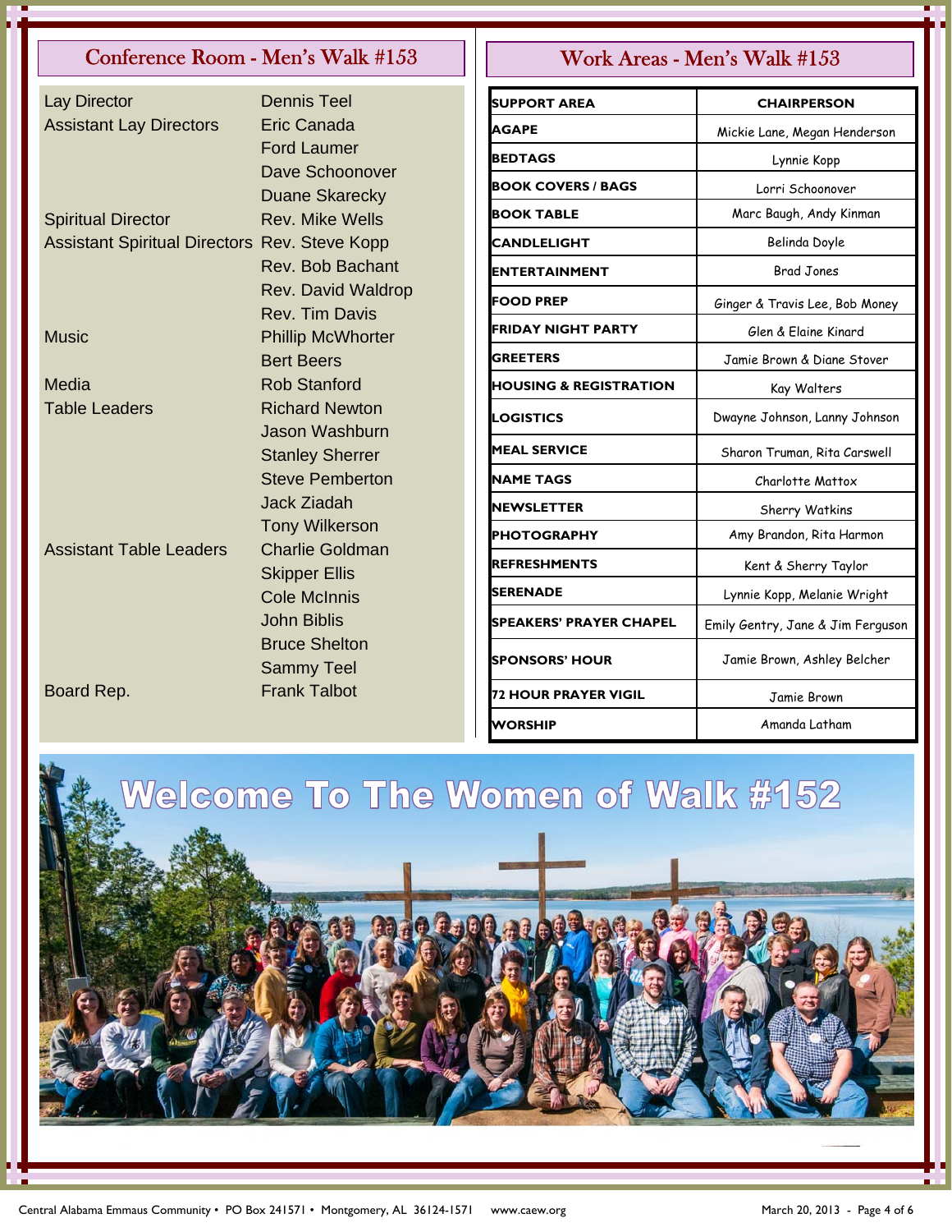## Conference Room - Men's Walk #153

| Role | Name |
|---|---|
| Lay Director | Dennis Teel |
| Assistant Lay Directors | Eric Canada |
| | Ford Laumer |
| | Dave Schoonover |
| | Duane Skarecky |
| Spiritual Director | Rev. Mike Wells |
| Assistant Spiritual Directors | Rev. Steve Kopp |
| | Rev. Bob Bachant |
| | Rev. David Waldrop |
| | Rev. Tim Davis |
| Music | Phillip McWhorter |
| | Bert Beers |
| Media | Rob Stanford |
| Table Leaders | Richard Newton |
| | Jason Washburn |
| | Stanley Sherrer |
| | Steve Pemberton |
| | Jack Ziadah |
| | Tony Wilkerson |
| Assistant Table Leaders | Charlie Goldman |
| | Skipper Ellis |
| | Cole McInnis |
| | John Biblis |
| | Bruce Shelton |
| | Sammy Teel |
| Board Rep. | Frank Talbot |

## Work Areas - Men's Walk #153

| SUPPORT AREA | CHAIRPERSON |
|---|---|
| AGAPE | Mickie Lane, Megan Henderson |
| BEDTAGS | Lynnie Kopp |
| BOOK COVERS / BAGS | Lorri Schoonover |
| BOOK TABLE | Marc Baugh, Andy Kinman |
| CANDLELIGHT | Belinda Doyle |
| ENTERTAINMENT | Brad Jones |
| FOOD PREP | Ginger & Travis Lee, Bob Money |
| FRIDAY NIGHT PARTY | Glen & Elaine Kinard |
| GREETERS | Jamie Brown & Diane Stover |
| HOUSING & REGISTRATION | Kay Walters |
| LOGISTICS | Dwayne Johnson, Lanny Johnson |
| MEAL SERVICE | Sharon Truman, Rita Carswell |
| NAME TAGS | Charlotte Mattox |
| NEWSLETTER | Sherry Watkins |
| PHOTOGRAPHY | Amy Brandon, Rita Harmon |
| REFRESHMENTS | Kent & Sherry Taylor |
| SERENADE | Lynnie Kopp, Melanie Wright |
| SPEAKERS' PRAYER CHAPEL | Emily Gentry, Jane & Jim Ferguson |
| SPONSORS' HOUR | Jamie Brown, Ashley Belcher |
| 72 HOUR PRAYER VIGIL | Jamie Brown |
| WORSHIP | Amanda Latham |

## Welcome To The Women of Walk #152

Central Alabama Emmaus Community • PO Box 241571 • Montgomery, AL 36124-1571 www.caew.org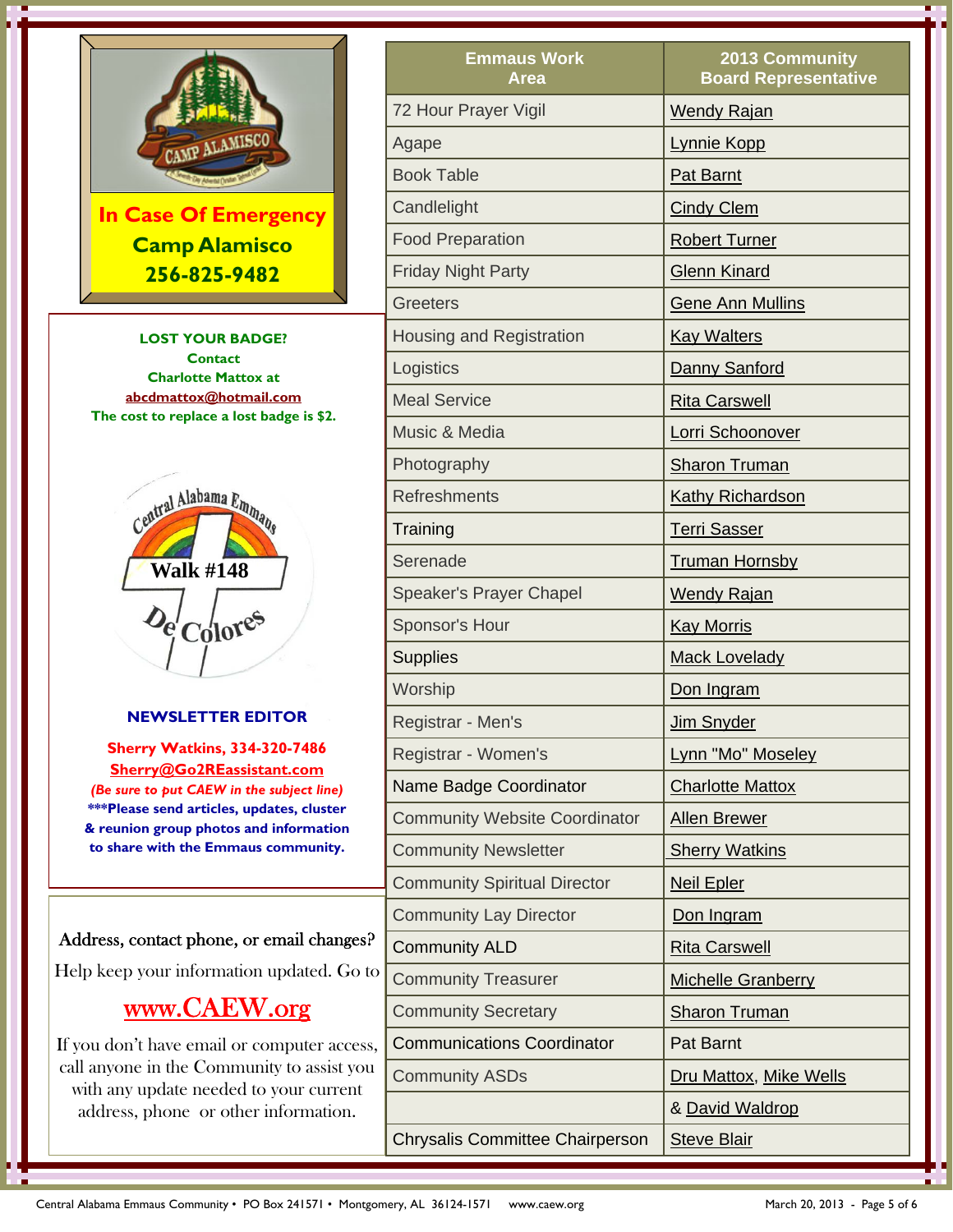**In Case Of Emergency**
**Camp Alamisco**
**256-825-9482**

**LOST YOUR BADGE?**
**Contact**
**Charlotte Mattox at**
**abcdmattox@hotmail.com**
**The cost to replace a lost badge is $2.**

**NEWSLETTER EDITOR**

**Sherry Watkins, 334-320-7486**
**Sherry@Go2REassistant.com**
***(Be sure to put CAEW in the subject line)***
**\*\*\*Please send articles, updates, cluster & reunion group photos and information to share with the Emmaus community.**

Address, contact phone, or email changes?

Help keep your information updated. Go to

www.CAEW.org

If you don't have email or computer access, call anyone in the Community to assist you with any update needed to your current address, phone or other information.

| Emmaus Work Area | 2013 Community Board Representative |
|---|---|
| 72 Hour Prayer Vigil | Wendy Rajan |
| Agape | Lynnie Kopp |
| Book Table | Pat Barnt |
| Candlelight | Cindy Clem |
| Food Preparation | Robert Turner |
| Friday Night Party | Glenn Kinard |
| Greeters | Gene Ann Mullins |
| Housing and Registration | Kay Walters |
| Logistics | Danny Sanford |
| Meal Service | Rita Carswell |
| Music & Media | Lorri Schoonover |
| Photography | Sharon Truman |
| Refreshments | Kathy Richardson |
| Training | Terri Sasser |
| Serenade | Truman Hornsby |
| Speaker's Prayer Chapel | Wendy Rajan |
| Sponsor's Hour | Kay Morris |
| Supplies | Mack Lovelady |
| Worship | Don Ingram |
| Registrar - Men's | Jim Snyder |
| Registrar - Women's | Lynn "Mo" Moseley |
| Name Badge Coordinator | Charlotte Mattox |
| Community Website Coordinator | Allen Brewer |
| Community Newsletter | Sherry Watkins |
| Community Spiritual Director | Neil Epler |
| Community Lay Director | Don Ingram |
| Community ALD | Rita Carswell |
| Community Treasurer | Michelle Granberry |
| Community Secretary | Sharon Truman |
| Communications Coordinator | Pat Barnt |
| Community ASDs | Dru Mattox, Mike Wells |
| | & David Waldrop |
| Chrysalis Committee Chairperson | Steve Blair |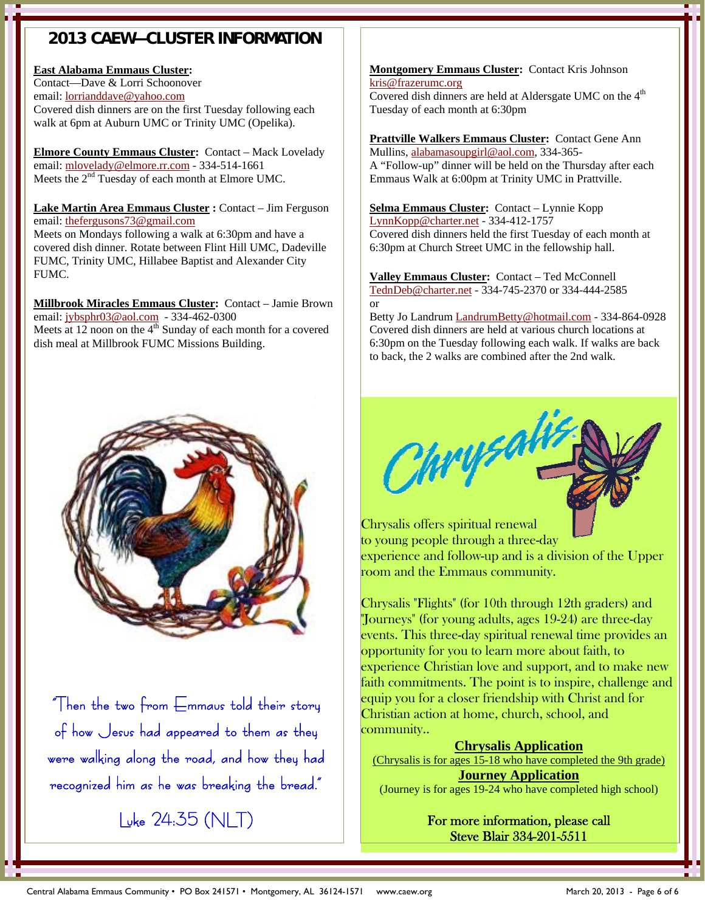# 2013 CAEW—CLUSTER INFORMATION

**East Alabama Emmaus Cluster:**
Contact—Dave & Lorri Schoonover
email: lorrianddave@yahoo.com
Covered dish dinners are on the first Tuesday following each walk at 6pm at Auburn UMC or Trinity UMC (Opelika).

**Elmore County Emmaus Cluster:** Contact – Mack Lovelady
email: mlovelady@elmore.rr.com - 334-514-1661
Meets the 2nd Tuesday of each month at Elmore UMC.

**Lake Martin Area Emmaus Cluster :** Contact – Jim Ferguson
email: thefergusons73@gmail.com
Meets on Mondays following a walk at 6:30pm and have a covered dish dinner. Rotate between Flint Hill UMC, Dadeville FUMC, Trinity UMC, Hillabee Baptist and Alexander City FUMC.

**Millbrook Miracles Emmaus Cluster:** Contact – Jamie Brown
email: jybsphr03@aol.com - 334-462-0300
Meets at 12 noon on the 4th Sunday of each month for a covered dish meal at Millbrook FUMC Missions Building.

"Then the two from Emmaus told their story of how Jesus had appeared to them as they were walking along the road, and how they had recognized him as he was breaking the bread."

Luke 24:35 (NLT)

**Montgomery Emmaus Cluster:** Contact Kris Johnson
kris@frazerumc.org
Covered dish dinners are held at Aldersgate UMC on the 4th Tuesday of each month at 6:30pm

**Prattville Walkers Emmaus Cluster:** Contact Gene Ann Mullins, alabamasoupgirl@aol.com, 334-365-
A "Follow-up" dinner will be held on the Thursday after each Emmaus Walk at 6:00pm at Trinity UMC in Prattville.

**Selma Emmaus Cluster:** Contact – Lynnie Kopp
LynnKopp@charter.net - 334-412-1757
Covered dish dinners held the first Tuesday of each month at 6:30pm at Church Street UMC in the fellowship hall.

**Valley Emmaus Cluster:** Contact – Ted McConnell
TednDeb@charter.net - 334-745-2370 or 334-444-2585
or
Betty Jo Landrum LandrumBetty@hotmail.com - 334-864-0928
Covered dish dinners are held at various church locations at 6:30pm on the Tuesday following each walk. If walks are back to back, the 2 walks are combined after the 2nd walk.

## Chrysalis

Chrysalis offers spiritual renewal to young people through a three-day experience and follow-up and is a division of the Upper room and the Emmaus community.

Chrysalis "Flights" (for 10th through 12th graders) and "Journeys" (for young adults, ages 19-24) are three-day events. This three-day spiritual renewal time provides an opportunity for you to learn more about faith, to experience Christian love and support, and to make new faith commitments. The point is to inspire, challenge and equip you for a closer friendship with Christ and for Christian action at home, church, school, and community..

**Chrysalis Application**
(Chrysalis is for ages 15-18 who have completed the 9th grade)

**Journey Application**
(Journey is for ages 19-24 who have completed high school)

For more information, please call
Steve Blair 334-201-5511